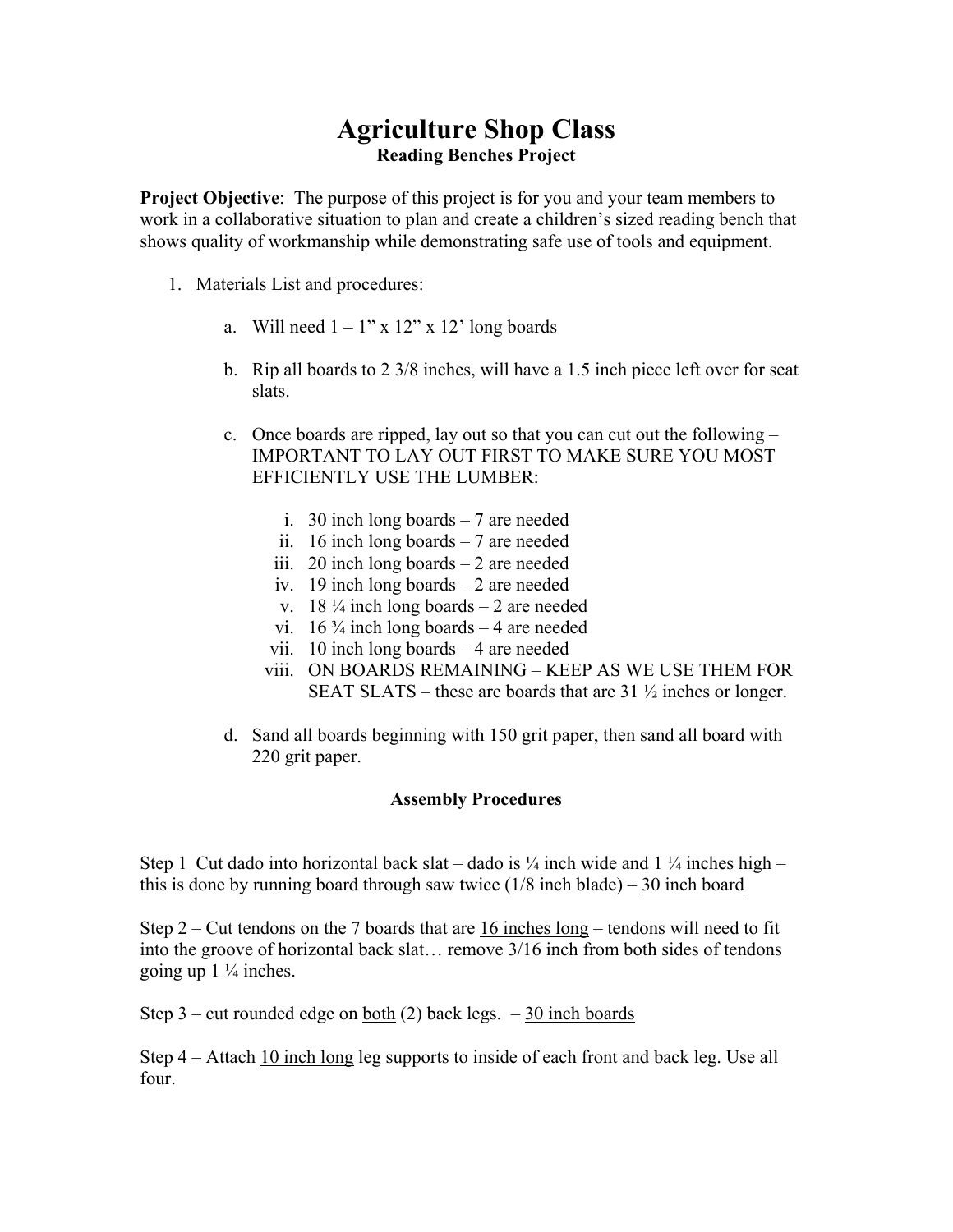# Agriculture Shop Class
## Reading Benches Project

**Project Objective**: The purpose of this project is for you and your team members to work in a collaborative situation to plan and create a children's sized reading bench that shows quality of workmanship while demonstrating safe use of tools and equipment.

1. Materials List and procedures:

   a. Will need 1 – 1" x 12" x 12' long boards

   b. Rip all boards to 2 3/8 inches, will have a 1.5 inch piece left over for seat slats.

   c. Once boards are ripped, lay out so that you can cut out the following – IMPORTANT TO LAY OUT FIRST TO MAKE SURE YOU MOST EFFICIENTLY USE THE LUMBER:

      i. 30 inch long boards – 7 are needed
      ii. 16 inch long boards – 7 are needed
      iii. 20 inch long boards – 2 are needed
      iv. 19 inch long boards – 2 are needed
      v. 18 ¼ inch long boards – 2 are needed
      vi. 16 ¾ inch long boards – 4 are needed
      vii. 10 inch long boards – 4 are needed
      viii. ON BOARDS REMAINING – KEEP AS WE USE THEM FOR SEAT SLATS – these are boards that are 31 ½ inches or longer.

   d. Sand all boards beginning with 150 grit paper, then sand all board with 220 grit paper.

### Assembly Procedures

Step 1 Cut dado into horizontal back slat – dado is ¼ inch wide and 1 ¼ inches high – this is done by running board through saw twice (1/8 inch blade) – <u>30 inch board</u>

Step 2 – Cut tendons on the 7 boards that are <u>16 inches long</u> – tendons will need to fit into the groove of horizontal back slat… remove 3/16 inch from both sides of tendons going up 1 ¼ inches.

Step 3 – cut rounded edge on <u>both</u> (2) back legs. – <u>30 inch boards</u>

Step 4 – Attach <u>10 inch long</u> leg supports to inside of each front and back leg. Use all four.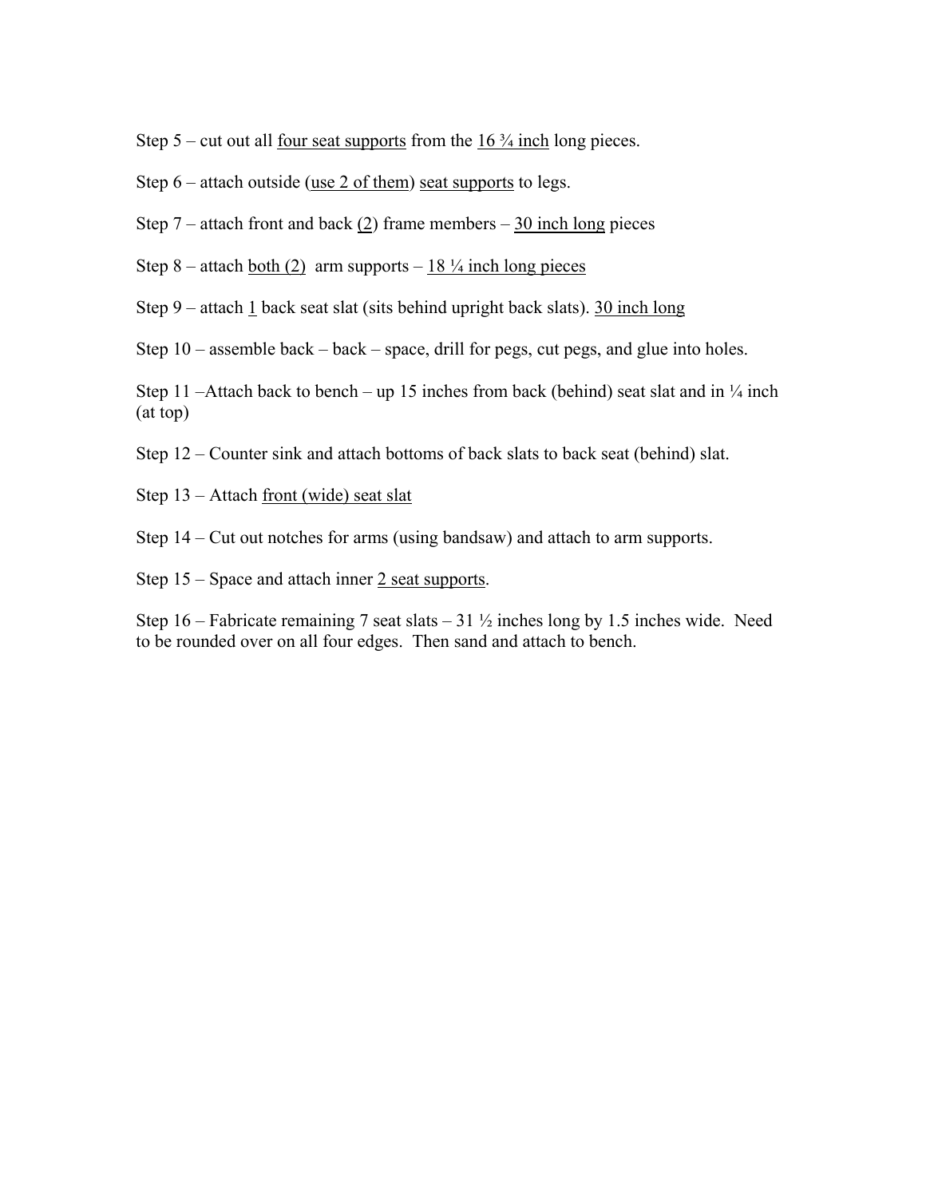Step 5 – cut out all four seat supports from the 16 ¾ inch long pieces.

Step 6 – attach outside (use 2 of them) seat supports to legs.

Step 7 – attach front and back (2) frame members – 30 inch long pieces

Step 8 – attach both (2) arm supports – 18 ¼ inch long pieces

Step 9 – attach 1 back seat slat (sits behind upright back slats). 30 inch long

Step 10 – assemble back – back – space, drill for pegs, cut pegs, and glue into holes.

Step 11 –Attach back to bench – up 15 inches from back (behind) seat slat and in ¼ inch (at top)

Step 12 – Counter sink and attach bottoms of back slats to back seat (behind) slat.

Step 13 – Attach front (wide) seat slat

Step 14 – Cut out notches for arms (using bandsaw) and attach to arm supports.

Step 15 – Space and attach inner 2 seat supports.

Step 16 – Fabricate remaining 7 seat slats – 31 ½ inches long by 1.5 inches wide. Need to be rounded over on all four edges. Then sand and attach to bench.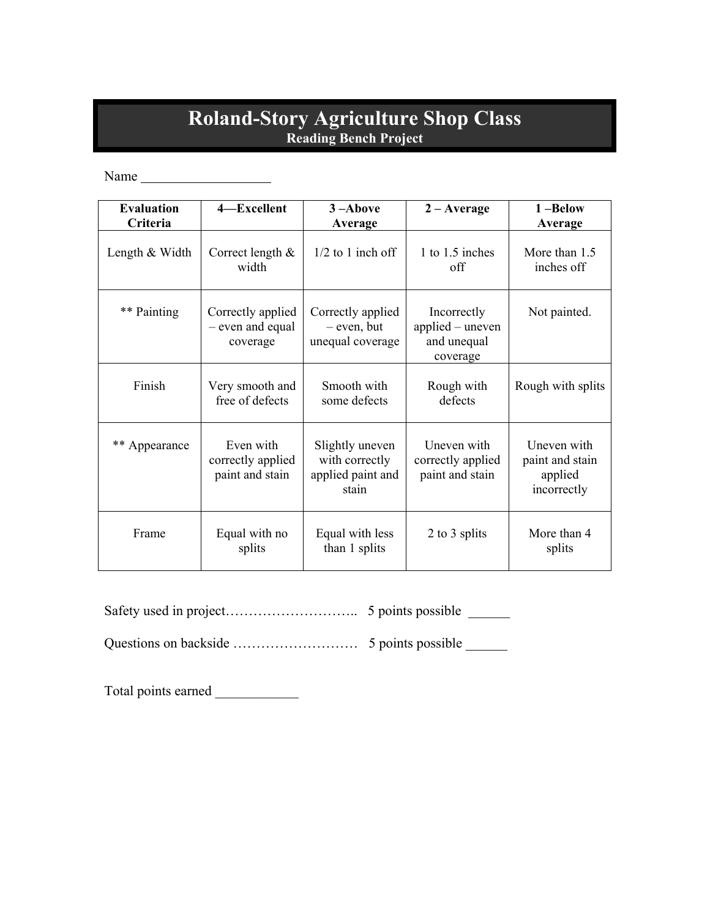# Roland-Story Agriculture Shop Class

## Reading Bench Project

Name ___________________

| Evaluation Criteria | 4—Excellent | 3 –Above Average | 2 – Average | 1 –Below Average |
|---|---|---|---|---|
| Length & Width | Correct length & width | 1/2 to 1 inch off | 1 to 1.5 inches off | More than 1.5 inches off |
| ** Painting | Correctly applied – even and equal coverage | Correctly applied – even, but unequal coverage | Incorrectly applied – uneven and unequal coverage | Not painted. |
| Finish | Very smooth and free of defects | Smooth with some defects | Rough with defects | Rough with splits |
| ** Appearance | Even with correctly applied paint and stain | Slightly uneven with correctly applied paint and stain | Uneven with correctly applied paint and stain | Uneven with paint and stain applied incorrectly |
| Frame | Equal with no splits | Equal with less than 1 splits | 2 to 3 splits | More than 4 splits |

Safety used in project……………………….. 5 points possible ______

Questions on backside ……………………… 5 points possible ______

Total points earned ____________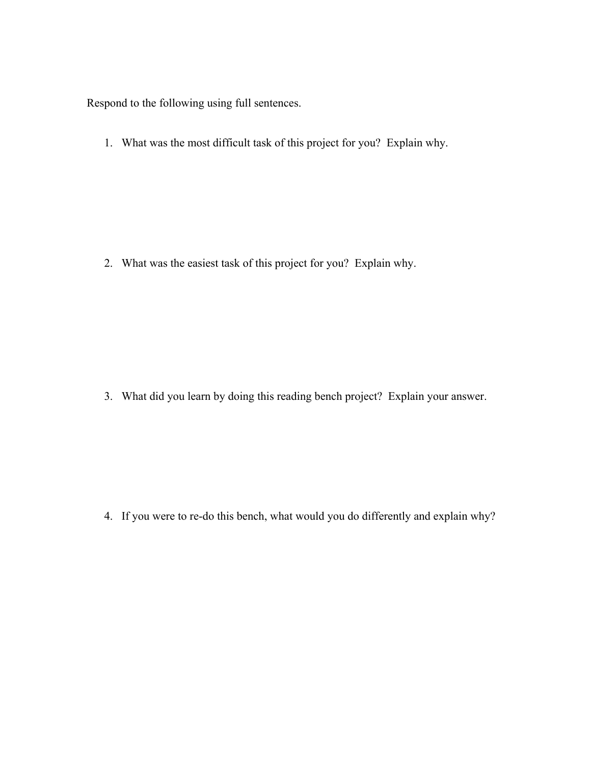Respond to the following using full sentences.

1. What was the most difficult task of this project for you? Explain why.

2. What was the easiest task of this project for you? Explain why.

3. What did you learn by doing this reading bench project? Explain your answer.

4. If you were to re-do this bench, what would you do differently and explain why?